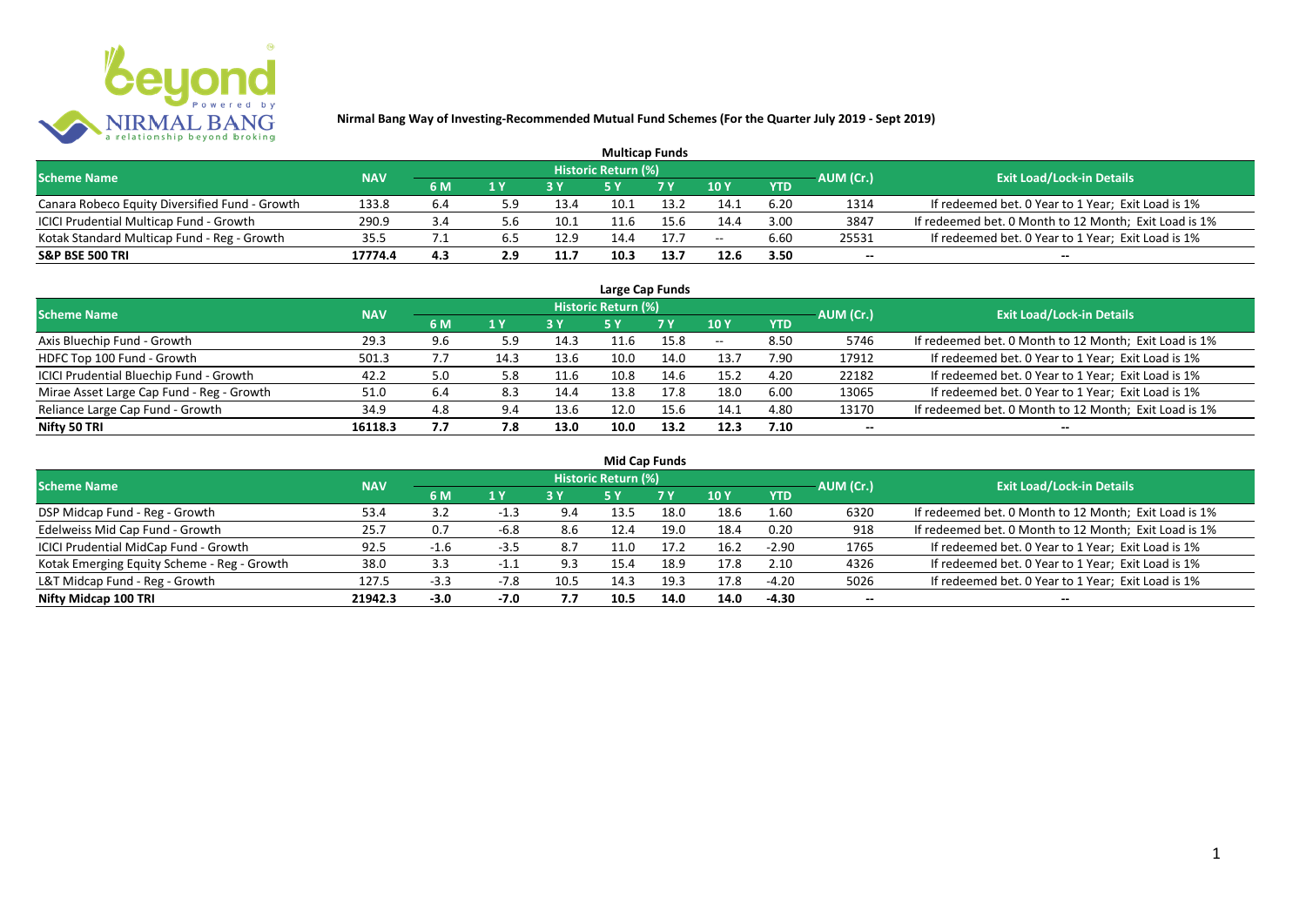## Nirmal Bang Way of Investing-Recommended Mutual Fund Schemes (For the Quarter July 2019 - Sept 2019)

### Multicap Funds

| Scheme Name | NAV | Historic Return (%) | | | | | | | AUM (Cr.) | Exit Load/Lock-in Details |
|---|---|---|---|---|---|---|---|---|---|---|
| | | 6 M | 1 Y | 3 Y | 5 Y | 7 Y | 10 Y | YTD | | |
| Canara Robeco Equity Diversified Fund - Growth | 133.8 | 6.4 | 5.9 | 13.4 | 10.1 | 13.2 | 14.1 | 6.20 | 1314 | If redeemed bet. 0 Year to 1 Year; Exit Load is 1% |
| ICICI Prudential Multicap Fund - Growth | 290.9 | 3.4 | 5.6 | 10.1 | 11.6 | 15.6 | 14.4 | 3.00 | 3847 | If redeemed bet. 0 Month to 12 Month; Exit Load is 1% |
| Kotak Standard Multicap Fund - Reg - Growth | 35.5 | 7.1 | 6.5 | 12.9 | 14.4 | 17.7 | -- | 6.60 | 25531 | If redeemed bet. 0 Year to 1 Year; Exit Load is 1% |
| S&P BSE 500 TRI | 17774.4 | 4.3 | 2.9 | 11.7 | 10.3 | 13.7 | 12.6 | 3.50 | -- | -- |

### Large Cap Funds

| Scheme Name | NAV | Historic Return (%) | | | | | | | AUM (Cr.) | Exit Load/Lock-in Details |
|---|---|---|---|---|---|---|---|---|---|---|
| | | 6 M | 1 Y | 3 Y | 5 Y | 7 Y | 10 Y | YTD | | |
| Axis Bluechip Fund - Growth | 29.3 | 9.6 | 5.9 | 14.3 | 11.6 | 15.8 | -- | 8.50 | 5746 | If redeemed bet. 0 Month to 12 Month; Exit Load is 1% |
| HDFC Top 100 Fund - Growth | 501.3 | 7.7 | 14.3 | 13.6 | 10.0 | 14.0 | 13.7 | 7.90 | 17912 | If redeemed bet. 0 Year to 1 Year; Exit Load is 1% |
| ICICI Prudential Bluechip Fund - Growth | 42.2 | 5.0 | 5.8 | 11.6 | 10.8 | 14.6 | 15.2 | 4.20 | 22182 | If redeemed bet. 0 Year to 1 Year; Exit Load is 1% |
| Mirae Asset Large Cap Fund - Reg - Growth | 51.0 | 6.4 | 8.3 | 14.4 | 13.8 | 17.8 | 18.0 | 6.00 | 13065 | If redeemed bet. 0 Year to 1 Year; Exit Load is 1% |
| Reliance Large Cap Fund - Growth | 34.9 | 4.8 | 9.4 | 13.6 | 12.0 | 15.6 | 14.1 | 4.80 | 13170 | If redeemed bet. 0 Month to 12 Month; Exit Load is 1% |
| Nifty 50 TRI | 16118.3 | 7.7 | 7.8 | 13.0 | 10.0 | 13.2 | 12.3 | 7.10 | -- | -- |

### Mid Cap Funds

| Scheme Name | NAV | Historic Return (%) | | | | | | | AUM (Cr.) | Exit Load/Lock-in Details |
|---|---|---|---|---|---|---|---|---|---|---|
| | | 6 M | 1 Y | 3 Y | 5 Y | 7 Y | 10 Y | YTD | | |
| DSP Midcap Fund - Reg - Growth | 53.4 | 3.2 | -1.3 | 9.4 | 13.5 | 18.0 | 18.6 | 1.60 | 6320 | If redeemed bet. 0 Month to 12 Month; Exit Load is 1% |
| Edelweiss Mid Cap Fund - Growth | 25.7 | 0.7 | -6.8 | 8.6 | 12.4 | 19.0 | 18.4 | 0.20 | 918 | If redeemed bet. 0 Month to 12 Month; Exit Load is 1% |
| ICICI Prudential MidCap Fund - Growth | 92.5 | -1.6 | -3.5 | 8.7 | 11.0 | 17.2 | 16.2 | -2.90 | 1765 | If redeemed bet. 0 Year to 1 Year; Exit Load is 1% |
| Kotak Emerging Equity Scheme - Reg - Growth | 38.0 | 3.3 | -1.1 | 9.3 | 15.4 | 18.9 | 17.8 | 2.10 | 4326 | If redeemed bet. 0 Year to 1 Year; Exit Load is 1% |
| L&T Midcap Fund - Reg - Growth | 127.5 | -3.3 | -7.8 | 10.5 | 14.3 | 19.3 | 17.8 | -4.20 | 5026 | If redeemed bet. 0 Year to 1 Year; Exit Load is 1% |
| Nifty Midcap 100 TRI | 21942.3 | -3.0 | -7.0 | 7.7 | 10.5 | 14.0 | 14.0 | -4.30 | -- | -- |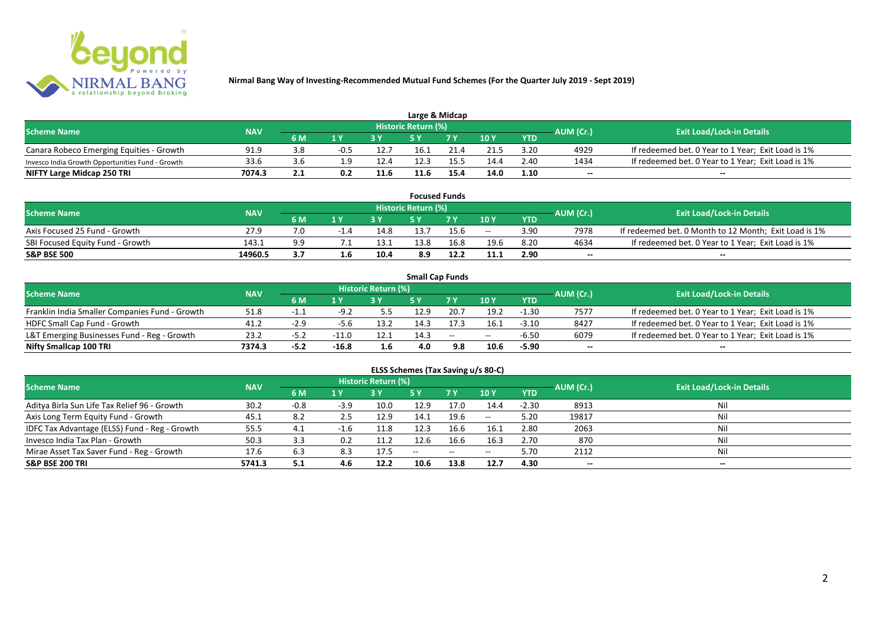**Nirmal Bang Way of Investing-Recommended Mutual Fund Schemes (For the Quarter July 2019 - Sept 2019)**

## Large & Midcap

| Scheme Name | NAV | Historic Return (%) | | | | | | | AUM (Cr.) | Exit Load/Lock-in Details |
|---|---|---|---|---|---|---|---|---|---|---|
| | | 6 M | 1 Y | 3 Y | 5 Y | 7 Y | 10 Y | YTD | | |
| Canara Robeco Emerging Equities - Growth | 91.9 | 3.8 | -0.5 | 12.7 | 16.1 | 21.4 | 21.5 | 3.20 | 4929 | If redeemed bet. 0 Year to 1 Year; Exit Load is 1% |
| Invesco India Growth Opportunities Fund - Growth | 33.6 | 3.6 | 1.9 | 12.4 | 12.3 | 15.5 | 14.4 | 2.40 | 1434 | If redeemed bet. 0 Year to 1 Year; Exit Load is 1% |
| **NIFTY Large Midcap 250 TRI** | **7074.3** | **2.1** | **0.2** | **11.6** | **11.6** | **15.4** | **14.0** | **1.10** | -- | -- |

## Focused Funds

| Scheme Name | NAV | Historic Return (%) | | | | | | | AUM (Cr.) | Exit Load/Lock-in Details |
|---|---|---|---|---|---|---|---|---|---|---|
| | | 6 M | 1 Y | 3 Y | 5 Y | 7 Y | 10 Y | YTD | | |
| Axis Focused 25 Fund - Growth | 27.9 | 7.0 | -1.4 | 14.8 | 13.7 | 15.6 | -- | 3.90 | 7978 | If redeemed bet. 0 Month to 12 Month; Exit Load is 1% |
| SBI Focused Equity Fund - Growth | 143.1 | 9.9 | 7.1 | 13.1 | 13.8 | 16.8 | 19.6 | 8.20 | 4634 | If redeemed bet. 0 Year to 1 Year; Exit Load is 1% |
| **S&P BSE 500** | **14960.5** | **3.7** | **1.6** | **10.4** | **8.9** | **12.2** | **11.1** | **2.90** | -- | -- |

## Small Cap Funds

| Scheme Name | NAV | Historic Return (%) | | | | | | | AUM (Cr.) | Exit Load/Lock-in Details |
|---|---|---|---|---|---|---|---|---|---|---|
| | | 6 M | 1 Y | 3 Y | 5 Y | 7 Y | 10 Y | YTD | | |
| Franklin India Smaller Companies Fund - Growth | 51.8 | -1.1 | -9.2 | 5.5 | 12.9 | 20.7 | 19.2 | -1.30 | 7577 | If redeemed bet. 0 Year to 1 Year; Exit Load is 1% |
| HDFC Small Cap Fund - Growth | 41.2 | -2.9 | -5.6 | 13.2 | 14.3 | 17.3 | 16.1 | -3.10 | 8427 | If redeemed bet. 0 Year to 1 Year; Exit Load is 1% |
| L&T Emerging Businesses Fund - Reg - Growth | 23.2 | -5.2 | -11.0 | 12.1 | 14.3 | -- | -- | -6.50 | 6079 | If redeemed bet. 0 Year to 1 Year; Exit Load is 1% |
| **Nifty Smallcap 100 TRI** | **7374.3** | **-5.2** | **-16.8** | **1.6** | **4.0** | **9.8** | **10.6** | **-5.90** | -- | -- |

## ELSS Schemes (Tax Saving u/s 80-C)

| Scheme Name | NAV | Historic Return (%) | | | | | | | AUM (Cr.) | Exit Load/Lock-in Details |
|---|---|---|---|---|---|---|---|---|---|---|
| | | 6 M | 1 Y | 3 Y | 5 Y | 7 Y | 10 Y | YTD | | |
| Aditya Birla Sun Life Tax Relief 96 - Growth | 30.2 | -0.8 | -3.9 | 10.0 | 12.9 | 17.0 | 14.4 | -2.30 | 8913 | Nil |
| Axis Long Term Equity Fund - Growth | 45.1 | 8.2 | 2.5 | 12.9 | 14.1 | 19.6 | -- | 5.20 | 19817 | Nil |
| IDFC Tax Advantage (ELSS) Fund - Reg - Growth | 55.5 | 4.1 | -1.6 | 11.8 | 12.3 | 16.6 | 16.1 | 2.80 | 2063 | Nil |
| Invesco India Tax Plan - Growth | 50.3 | 3.3 | 0.2 | 11.2 | 12.6 | 16.6 | 16.3 | 2.70 | 870 | Nil |
| Mirae Asset Tax Saver Fund - Reg - Growth | 17.6 | 6.3 | 8.3 | 17.5 | -- | -- | -- | 5.70 | 2112 | Nil |
| **S&P BSE 200 TRI** | **5741.3** | **5.1** | **4.6** | **12.2** | **10.6** | **13.8** | **12.7** | **4.30** | -- | -- |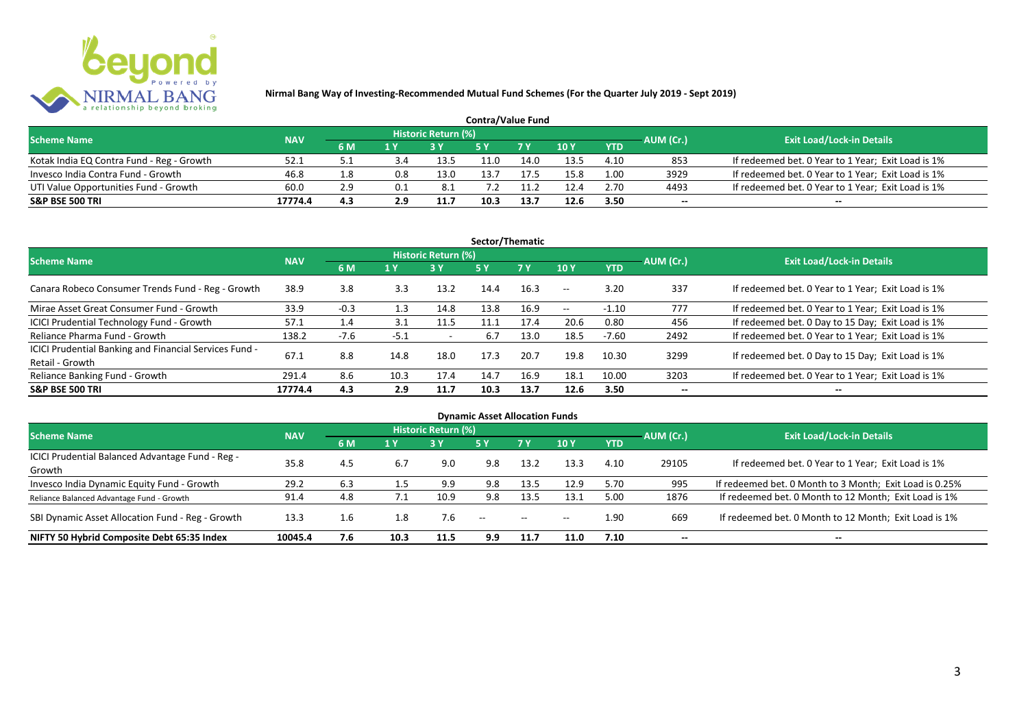**Nirmal Bang Way of Investing-Recommended Mutual Fund Schemes (For the Quarter July 2019 - Sept 2019)**

## Contra/Value Fund

| Scheme Name | NAV | Historic Return (%) | | | | | | | AUM (Cr.) | Exit Load/Lock-in Details |
|---|---|---|---|---|---|---|---|---|---|---|
| | | 6 M | 1 Y | 3 Y | 5 Y | 7 Y | 10 Y | YTD | | |
| Kotak India EQ Contra Fund - Reg - Growth | 52.1 | 5.1 | 3.4 | 13.5 | 11.0 | 14.0 | 13.5 | 4.10 | 853 | If redeemed bet. 0 Year to 1 Year; Exit Load is 1% |
| Invesco India Contra Fund - Growth | 46.8 | 1.8 | 0.8 | 13.0 | 13.7 | 17.5 | 15.8 | 1.00 | 3929 | If redeemed bet. 0 Year to 1 Year; Exit Load is 1% |
| UTI Value Opportunities Fund - Growth | 60.0 | 2.9 | 0.1 | 8.1 | 7.2 | 11.2 | 12.4 | 2.70 | 4493 | If redeemed bet. 0 Year to 1 Year; Exit Load is 1% |
| **S&P BSE 500 TRI** | **17774.4** | **4.3** | **2.9** | **11.7** | **10.3** | **13.7** | **12.6** | **3.50** | -- | -- |

## Sector/Thematic

| Scheme Name | NAV | Historic Return (%) | | | | | | | AUM (Cr.) | Exit Load/Lock-in Details |
|---|---|---|---|---|---|---|---|---|---|---|
| | | 6 M | 1 Y | 3 Y | 5 Y | 7 Y | 10 Y | YTD | | |
| Canara Robeco Consumer Trends Fund - Reg - Growth | 38.9 | 3.8 | 3.3 | 13.2 | 14.4 | 16.3 | -- | 3.20 | 337 | If redeemed bet. 0 Year to 1 Year; Exit Load is 1% |
| Mirae Asset Great Consumer Fund - Growth | 33.9 | -0.3 | 1.3 | 14.8 | 13.8 | 16.9 | -- | -1.10 | 777 | If redeemed bet. 0 Year to 1 Year; Exit Load is 1% |
| ICICI Prudential Technology Fund - Growth | 57.1 | 1.4 | 3.1 | 11.5 | 11.1 | 17.4 | 20.6 | 0.80 | 456 | If redeemed bet. 0 Day to 15 Day; Exit Load is 1% |
| Reliance Pharma Fund - Growth | 138.2 | -7.6 | -5.1 | - | 6.7 | 13.0 | 18.5 | -7.60 | 2492 | If redeemed bet. 0 Year to 1 Year; Exit Load is 1% |
| ICICI Prudential Banking and Financial Services Fund - Retail - Growth | 67.1 | 8.8 | 14.8 | 18.0 | 17.3 | 20.7 | 19.8 | 10.30 | 3299 | If redeemed bet. 0 Day to 15 Day; Exit Load is 1% |
| Reliance Banking Fund - Growth | 291.4 | 8.6 | 10.3 | 17.4 | 14.7 | 16.9 | 18.1 | 10.00 | 3203 | If redeemed bet. 0 Year to 1 Year; Exit Load is 1% |
| **S&P BSE 500 TRI** | **17774.4** | **4.3** | **2.9** | **11.7** | **10.3** | **13.7** | **12.6** | **3.50** | -- | -- |

## Dynamic Asset Allocation Funds

| Scheme Name | NAV | Historic Return (%) | | | | | | | AUM (Cr.) | Exit Load/Lock-in Details |
|---|---|---|---|---|---|---|---|---|---|---|
| | | 6 M | 1 Y | 3 Y | 5 Y | 7 Y | 10 Y | YTD | | |
| ICICI Prudential Balanced Advantage Fund - Reg - Growth | 35.8 | 4.5 | 6.7 | 9.0 | 9.8 | 13.2 | 13.3 | 4.10 | 29105 | If redeemed bet. 0 Year to 1 Year; Exit Load is 1% |
| Invesco India Dynamic Equity Fund - Growth | 29.2 | 6.3 | 1.5 | 9.9 | 9.8 | 13.5 | 12.9 | 5.70 | 995 | If redeemed bet. 0 Month to 3 Month; Exit Load is 0.25% |
| Reliance Balanced Advantage Fund - Growth | 91.4 | 4.8 | 7.1 | 10.9 | 9.8 | 13.5 | 13.1 | 5.00 | 1876 | If redeemed bet. 0 Month to 12 Month; Exit Load is 1% |
| SBI Dynamic Asset Allocation Fund - Reg - Growth | 13.3 | 1.6 | 1.8 | 7.6 | -- | -- | -- | 1.90 | 669 | If redeemed bet. 0 Month to 12 Month; Exit Load is 1% |
| **NIFTY 50 Hybrid Composite Debt 65:35 Index** | **10045.4** | **7.6** | **10.3** | **11.5** | **9.9** | **11.7** | **11.0** | **7.10** | -- | -- |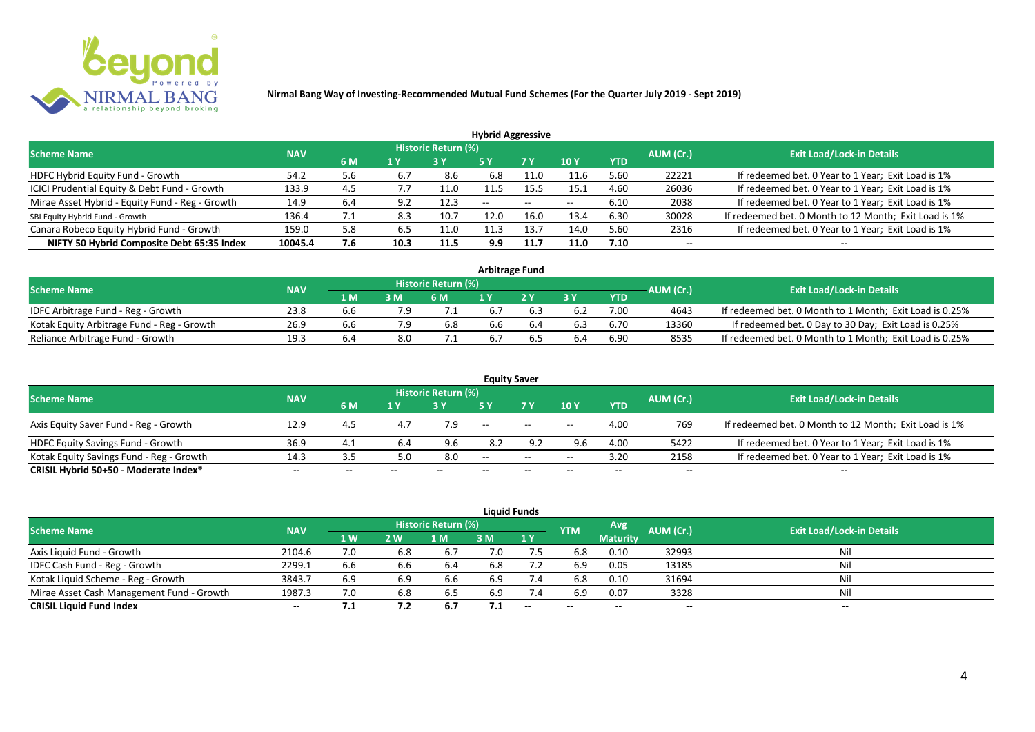**Nirmal Bang Way of Investing-Recommended Mutual Fund Schemes (For the Quarter July 2019 - Sept 2019)**

### Hybrid Aggressive

| Scheme Name | NAV | Historic Return (%) | | | | | | | AUM (Cr.) | Exit Load/Lock-in Details |
|---|---|---|---|---|---|---|---|---|---|---|
| | | 6 M | 1 Y | 3 Y | 5 Y | 7 Y | 10 Y | YTD | | |
| HDFC Hybrid Equity Fund - Growth | 54.2 | 5.6 | 6.7 | 8.6 | 6.8 | 11.0 | 11.6 | 5.60 | 22221 | If redeemed bet. 0 Year to 1 Year; Exit Load is 1% |
| ICICI Prudential Equity & Debt Fund - Growth | 133.9 | 4.5 | 7.7 | 11.0 | 11.5 | 15.5 | 15.1 | 4.60 | 26036 | If redeemed bet. 0 Year to 1 Year; Exit Load is 1% |
| Mirae Asset Hybrid - Equity Fund - Reg - Growth | 14.9 | 6.4 | 9.2 | 12.3 | -- | -- | -- | 6.10 | 2038 | If redeemed bet. 0 Year to 1 Year; Exit Load is 1% |
| SBI Equity Hybrid Fund - Growth | 136.4 | 7.1 | 8.3 | 10.7 | 12.0 | 16.0 | 13.4 | 6.30 | 30028 | If redeemed bet. 0 Month to 12 Month; Exit Load is 1% |
| Canara Robeco Equity Hybrid Fund - Growth | 159.0 | 5.8 | 6.5 | 11.0 | 11.3 | 13.7 | 14.0 | 5.60 | 2316 | If redeemed bet. 0 Year to 1 Year; Exit Load is 1% |
| **NIFTY 50 Hybrid Composite Debt 65:35 Index** | **10045.4** | **7.6** | **10.3** | **11.5** | **9.9** | **11.7** | **11.0** | **7.10** | **--** | **--** |

### Arbitrage Fund

| Scheme Name | NAV | Historic Return (%) | | | | | | | AUM (Cr.) | Exit Load/Lock-in Details |
|---|---|---|---|---|---|---|---|---|---|---|
| | | 1 M | 3 M | 6 M | 1 Y | 2 Y | 3 Y | YTD | | |
| IDFC Arbitrage Fund - Reg - Growth | 23.8 | 6.6 | 7.9 | 7.1 | 6.7 | 6.3 | 6.2 | 7.00 | 4643 | If redeemed bet. 0 Month to 1 Month; Exit Load is 0.25% |
| Kotak Equity Arbitrage Fund - Reg - Growth | 26.9 | 6.6 | 7.9 | 6.8 | 6.6 | 6.4 | 6.3 | 6.70 | 13360 | If redeemed bet. 0 Day to 30 Day; Exit Load is 0.25% |
| Reliance Arbitrage Fund - Growth | 19.3 | 6.4 | 8.0 | 7.1 | 6.7 | 6.5 | 6.4 | 6.90 | 8535 | If redeemed bet. 0 Month to 1 Month; Exit Load is 0.25% |

### Equity Saver

| Scheme Name | NAV | Historic Return (%) | | | | | | | AUM (Cr.) | Exit Load/Lock-in Details |
|---|---|---|---|---|---|---|---|---|---|---|
| | | 6 M | 1 Y | 3 Y | 5 Y | 7 Y | 10 Y | YTD | | |
| Axis Equity Saver Fund - Reg - Growth | 12.9 | 4.5 | 4.7 | 7.9 | -- | -- | -- | 4.00 | 769 | If redeemed bet. 0 Month to 12 Month; Exit Load is 1% |
| HDFC Equity Savings Fund - Growth | 36.9 | 4.1 | 6.4 | 9.6 | 8.2 | 9.2 | 9.6 | 4.00 | 5422 | If redeemed bet. 0 Year to 1 Year; Exit Load is 1% |
| Kotak Equity Savings Fund - Reg - Growth | 14.3 | 3.5 | 5.0 | 8.0 | -- | -- | -- | 3.20 | 2158 | If redeemed bet. 0 Year to 1 Year; Exit Load is 1% |
| **CRISIL Hybrid 50+50 - Moderate Index*** | **--** | **--** | **--** | **--** | **--** | **--** | **--** | **--** | **--** | **--** |

### Liquid Funds

| Scheme Name | NAV | Historic Return (%) | | | | | YTM | Avg Maturity | AUM (Cr.) | Exit Load/Lock-in Details |
|---|---|---|---|---|---|---|---|---|---|---|
| | | 1 W | 2 W | 1 M | 3 M | 1 Y | | | | |
| Axis Liquid Fund - Growth | 2104.6 | 7.0 | 6.8 | 6.7 | 7.0 | 7.5 | 6.8 | 0.10 | 32993 | Nil |
| IDFC Cash Fund - Reg - Growth | 2299.1 | 6.6 | 6.6 | 6.4 | 6.8 | 7.2 | 6.9 | 0.05 | 13185 | Nil |
| Kotak Liquid Scheme - Reg - Growth | 3843.7 | 6.9 | 6.9 | 6.6 | 6.9 | 7.4 | 6.8 | 0.10 | 31694 | Nil |
| Mirae Asset Cash Management Fund - Growth | 1987.3 | 7.0 | 6.8 | 6.5 | 6.9 | 7.4 | 6.9 | 0.07 | 3328 | Nil |
| **CRISIL Liquid Fund Index** | **--** | **7.1** | **7.2** | **6.7** | **7.1** | **--** | **--** | **--** | **--** | **--** |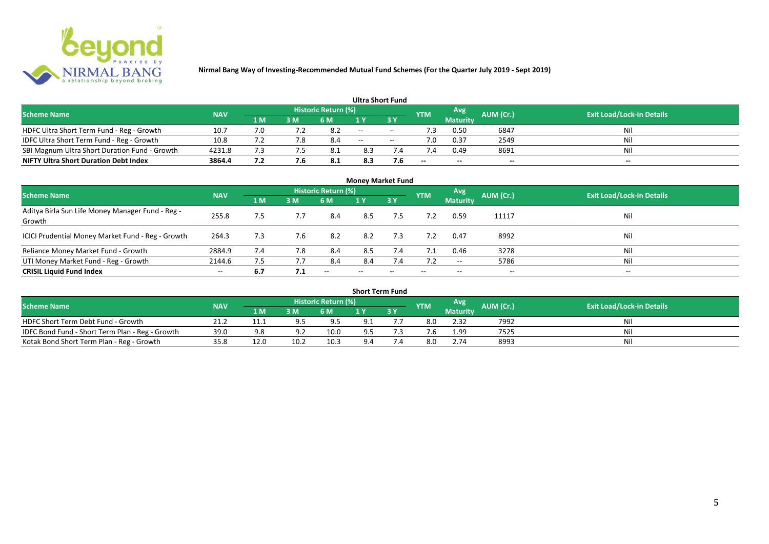**Nirmal Bang Way of Investing-Recommended Mutual Fund Schemes (For the Quarter July 2019 - Sept 2019)**

## Ultra Short Fund

| Scheme Name | NAV | Historic Return (%) | | | | | YTM | Avg Maturity | AUM (Cr.) | Exit Load/Lock-in Details |
|---|---|---|---|---|---|---|---|---|---|---|
| | | 1 M | 3 M | 6 M | 1 Y | 3 Y | | | | |
| HDFC Ultra Short Term Fund - Reg - Growth | 10.7 | 7.0 | 7.2 | 8.2 | -- | -- | 7.3 | 0.50 | 6847 | Nil |
| IDFC Ultra Short Term Fund - Reg - Growth | 10.8 | 7.2 | 7.8 | 8.4 | -- | -- | 7.0 | 0.37 | 2549 | Nil |
| SBI Magnum Ultra Short Duration Fund - Growth | 4231.8 | 7.3 | 7.5 | 8.1 | 8.3 | 7.4 | 7.4 | 0.49 | 8691 | Nil |
| **NIFTY Ultra Short Duration Debt Index** | **3864.4** | **7.2** | **7.6** | **8.1** | **8.3** | **7.6** | -- | -- | -- | -- |

## Money Market Fund

| Scheme Name | NAV | Historic Return (%) | | | | | YTM | Avg Maturity | AUM (Cr.) | Exit Load/Lock-in Details |
|---|---|---|---|---|---|---|---|---|---|---|
| | | 1 M | 3 M | 6 M | 1 Y | 3 Y | | | | |
| Aditya Birla Sun Life Money Manager Fund - Reg - Growth | 255.8 | 7.5 | 7.7 | 8.4 | 8.5 | 7.5 | 7.2 | 0.59 | 11117 | Nil |
| ICICI Prudential Money Market Fund - Reg - Growth | 264.3 | 7.3 | 7.6 | 8.2 | 8.2 | 7.3 | 7.2 | 0.47 | 8992 | Nil |
| Reliance Money Market Fund - Growth | 2884.9 | 7.4 | 7.8 | 8.4 | 8.5 | 7.4 | 7.1 | 0.46 | 3278 | Nil |
| UTI Money Market Fund - Reg - Growth | 2144.6 | 7.5 | 7.7 | 8.4 | 8.4 | 7.4 | 7.2 | -- | 5786 | Nil |
| **CRISIL Liquid Fund Index** | -- | **6.7** | **7.1** | -- | -- | -- | -- | -- | -- | -- |

## Short Term Fund

| Scheme Name | NAV | Historic Return (%) | | | | | YTM | Avg Maturity | AUM (Cr.) | Exit Load/Lock-in Details |
|---|---|---|---|---|---|---|---|---|---|---|
| | | 1 M | 3 M | 6 M | 1 Y | 3 Y | | | | |
| HDFC Short Term Debt Fund - Growth | 21.2 | 11.1 | 9.5 | 9.5 | 9.1 | 7.7 | 8.0 | 2.32 | 7992 | Nil |
| IDFC Bond Fund - Short Term Plan - Reg - Growth | 39.0 | 9.8 | 9.2 | 10.0 | 9.5 | 7.3 | 7.6 | 1.99 | 7525 | Nil |
| Kotak Bond Short Term Plan - Reg - Growth | 35.8 | 12.0 | 10.2 | 10.3 | 9.4 | 7.4 | 8.0 | 2.74 | 8993 | Nil |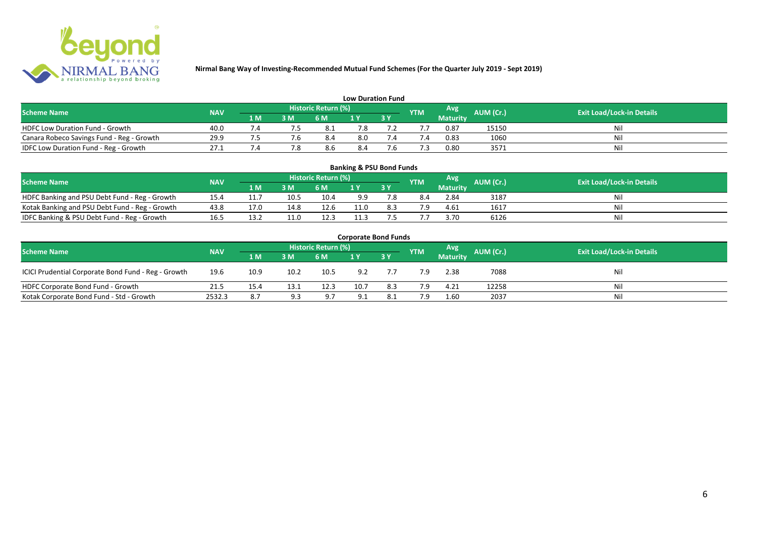**Nirmal Bang Way of Investing-Recommended Mutual Fund Schemes (For the Quarter July 2019 - Sept 2019)**

## Low Duration Fund

| Scheme Name | NAV | Historic Return (%) | | | | | YTM | Avg Maturity | AUM (Cr.) | Exit Load/Lock-in Details |
|---|---|---|---|---|---|---|---|---|---|---|
| | | 1 M | 3 M | 6 M | 1 Y | 3 Y | | | | |
| HDFC Low Duration Fund - Growth | 40.0 | 7.4 | 7.5 | 8.1 | 7.8 | 7.2 | 7.7 | 0.87 | 15150 | Nil |
| Canara Robeco Savings Fund - Reg - Growth | 29.9 | 7.5 | 7.6 | 8.4 | 8.0 | 7.4 | 7.4 | 0.83 | 1060 | Nil |
| IDFC Low Duration Fund - Reg - Growth | 27.1 | 7.4 | 7.8 | 8.6 | 8.4 | 7.6 | 7.3 | 0.80 | 3571 | Nil |

## Banking & PSU Bond Funds

| Scheme Name | NAV | Historic Return (%) | | | | | YTM | Avg Maturity | AUM (Cr.) | Exit Load/Lock-in Details |
|---|---|---|---|---|---|---|---|---|---|---|
| | | 1 M | 3 M | 6 M | 1 Y | 3 Y | | | | |
| HDFC Banking and PSU Debt Fund - Reg - Growth | 15.4 | 11.7 | 10.5 | 10.4 | 9.9 | 7.8 | 8.4 | 2.84 | 3187 | Nil |
| Kotak Banking and PSU Debt Fund - Reg - Growth | 43.8 | 17.0 | 14.8 | 12.6 | 11.0 | 8.3 | 7.9 | 4.61 | 1617 | Nil |
| IDFC Banking & PSU Debt Fund - Reg - Growth | 16.5 | 13.2 | 11.0 | 12.3 | 11.3 | 7.5 | 7.7 | 3.70 | 6126 | Nil |

## Corporate Bond Funds

| Scheme Name | NAV | Historic Return (%) | | | | | YTM | Avg Maturity | AUM (Cr.) | Exit Load/Lock-in Details |
|---|---|---|---|---|---|---|---|---|---|---|
| | | 1 M | 3 M | 6 M | 1 Y | 3 Y | | | | |
| ICICI Prudential Corporate Bond Fund - Reg - Growth | 19.6 | 10.9 | 10.2 | 10.5 | 9.2 | 7.7 | 7.9 | 2.38 | 7088 | Nil |
| HDFC Corporate Bond Fund - Growth | 21.5 | 15.4 | 13.1 | 12.3 | 10.7 | 8.3 | 7.9 | 4.21 | 12258 | Nil |
| Kotak Corporate Bond Fund - Std - Growth | 2532.3 | 8.7 | 9.3 | 9.7 | 9.1 | 8.1 | 7.9 | 1.60 | 2037 | Nil |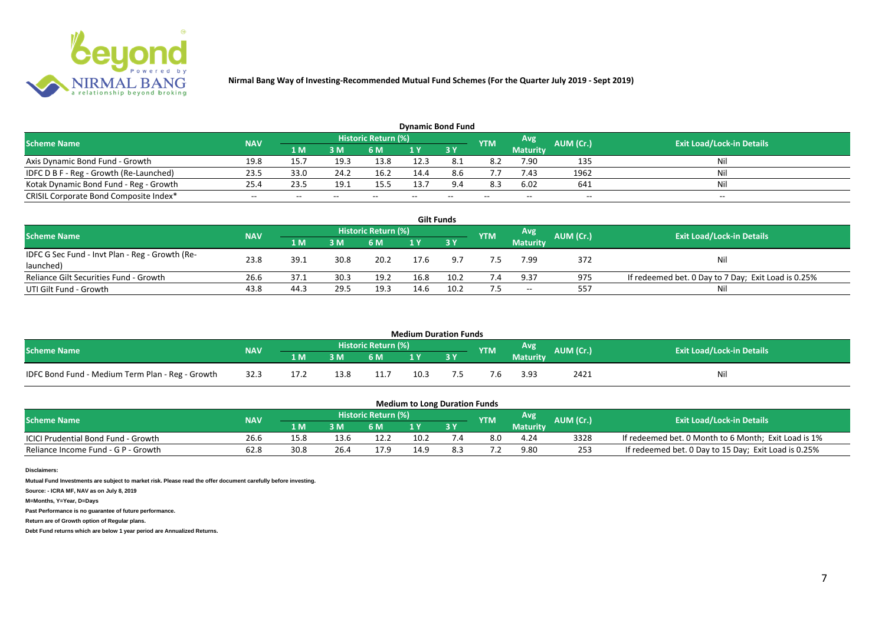**Nirmal Bang Way of Investing-Recommended Mutual Fund Schemes (For the Quarter July 2019 - Sept 2019)**

### Dynamic Bond Fund

| Scheme Name | NAV | Historic Return (%) | | | | | YTM | Avg Maturity | AUM (Cr.) | Exit Load/Lock-in Details |
|---|---|---|---|---|---|---|---|---|---|---|
| | | 1 M | 3 M | 6 M | 1 Y | 3 Y | | | | |
| Axis Dynamic Bond Fund - Growth | 19.8 | 15.7 | 19.3 | 13.8 | 12.3 | 8.1 | 8.2 | 7.90 | 135 | Nil |
| IDFC D B F - Reg - Growth (Re-Launched) | 23.5 | 33.0 | 24.2 | 16.2 | 14.4 | 8.6 | 7.7 | 7.43 | 1962 | Nil |
| Kotak Dynamic Bond Fund - Reg - Growth | 25.4 | 23.5 | 19.1 | 15.5 | 13.7 | 9.4 | 8.3 | 6.02 | 641 | Nil |
| CRISIL Corporate Bond Composite Index* | -- | -- | -- | -- | -- | -- | -- | -- | -- | -- |

### Gilt Funds

| Scheme Name | NAV | Historic Return (%) | | | | | YTM | Avg Maturity | AUM (Cr.) | Exit Load/Lock-in Details |
|---|---|---|---|---|---|---|---|---|---|---|
| | | 1 M | 3 M | 6 M | 1 Y | 3 Y | | | | |
| IDFC G Sec Fund - Invt Plan - Reg - Growth (Re-launched) | 23.8 | 39.1 | 30.8 | 20.2 | 17.6 | 9.7 | 7.5 | 7.99 | 372 | Nil |
| Reliance Gilt Securities Fund - Growth | 26.6 | 37.1 | 30.3 | 19.2 | 16.8 | 10.2 | 7.4 | 9.37 | 975 | If redeemed bet. 0 Day to 7 Day; Exit Load is 0.25% |
| UTI Gilt Fund - Growth | 43.8 | 44.3 | 29.5 | 19.3 | 14.6 | 10.2 | 7.5 | -- | 557 | Nil |

### Medium Duration Funds

| Scheme Name | NAV | Historic Return (%) | | | | | YTM | Avg Maturity | AUM (Cr.) | Exit Load/Lock-in Details |
|---|---|---|---|---|---|---|---|---|---|---|
| | | 1 M | 3 M | 6 M | 1 Y | 3 Y | | | | |
| IDFC Bond Fund - Medium Term Plan - Reg - Growth | 32.3 | 17.2 | 13.8 | 11.7 | 10.3 | 7.5 | 7.6 | 3.93 | 2421 | Nil |

### Medium to Long Duration Funds

| Scheme Name | NAV | Historic Return (%) | | | | | YTM | Avg Maturity | AUM (Cr.) | Exit Load/Lock-in Details |
|---|---|---|---|---|---|---|---|---|---|---|
| | | 1 M | 3 M | 6 M | 1 Y | 3 Y | | | | |
| ICICI Prudential Bond Fund - Growth | 26.6 | 15.8 | 13.6 | 12.2 | 10.2 | 7.4 | 8.0 | 4.24 | 3328 | If redeemed bet. 0 Month to 6 Month; Exit Load is 1% |
| Reliance Income Fund - G P - Growth | 62.8 | 30.8 | 26.4 | 17.9 | 14.9 | 8.3 | 7.2 | 9.80 | 253 | If redeemed bet. 0 Day to 15 Day; Exit Load is 0.25% |

**Disclaimers:**

**Mutual Fund Investments are subject to market risk. Please read the offer document carefully before investing.**

**Source: - ICRA MF, NAV as on July 8, 2019**

**M=Months, Y=Year, D=Days**

**Past Performance is no guarantee of future performance.**

**Return are of Growth option of Regular plans.**

**Debt Fund returns which are below 1 year period are Annualized Returns.**